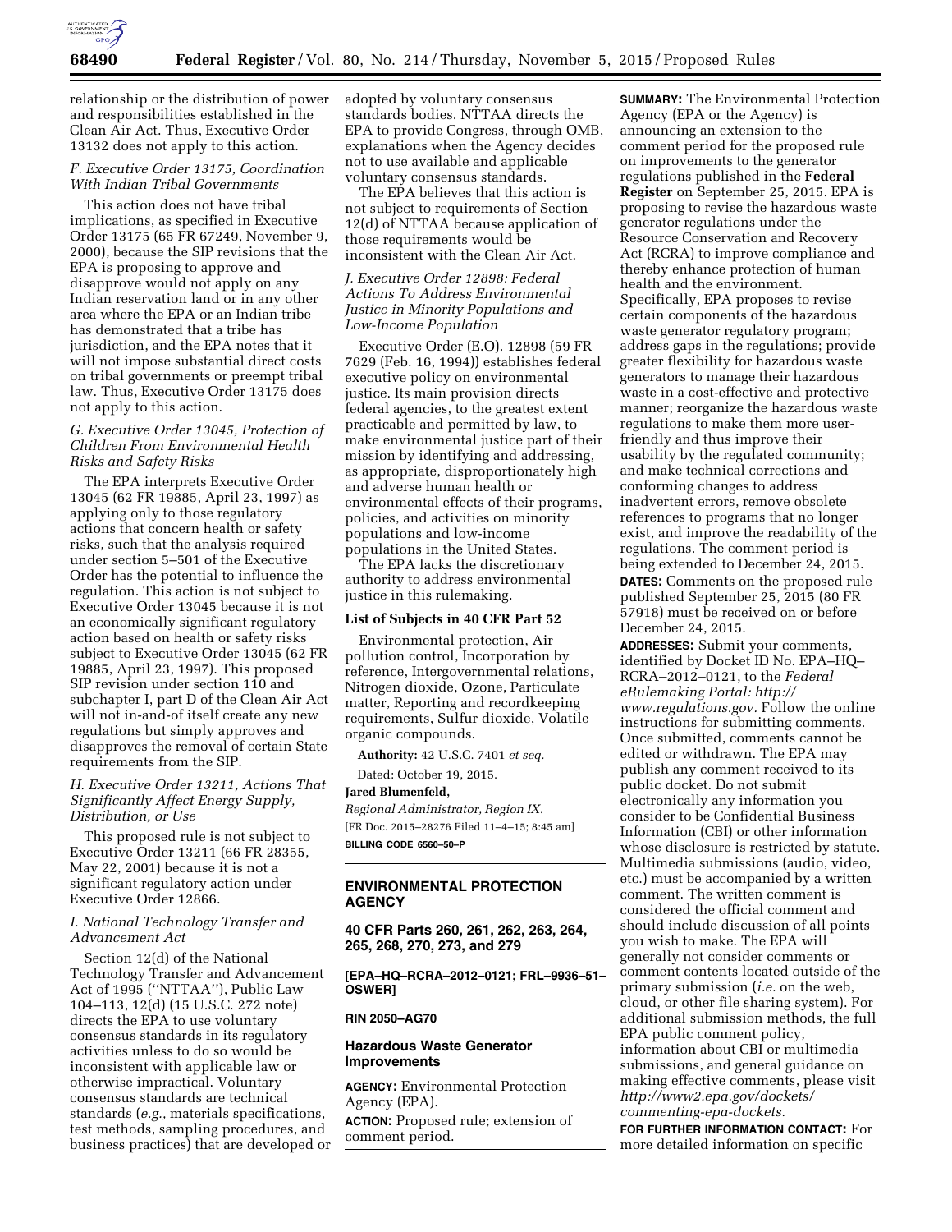relationship or the distribution of power and responsibilities established in the Clean Air Act. Thus, Executive Order 13132 does not apply to this action.

### *F. Executive Order 13175, Coordination With Indian Tribal Governments*

This action does not have tribal implications, as specified in Executive Order 13175 (65 FR 67249, November 9, 2000), because the SIP revisions that the EPA is proposing to approve and disapprove would not apply on any Indian reservation land or in any other area where the EPA or an Indian tribe has demonstrated that a tribe has jurisdiction, and the EPA notes that it will not impose substantial direct costs on tribal governments or preempt tribal law. Thus, Executive Order 13175 does not apply to this action.

### *G. Executive Order 13045, Protection of Children From Environmental Health Risks and Safety Risks*

The EPA interprets Executive Order 13045 (62 FR 19885, April 23, 1997) as applying only to those regulatory actions that concern health or safety risks, such that the analysis required under section 5–501 of the Executive Order has the potential to influence the regulation. This action is not subject to Executive Order 13045 because it is not an economically significant regulatory action based on health or safety risks subject to Executive Order 13045 (62 FR 19885, April 23, 1997). This proposed SIP revision under section 110 and subchapter I, part D of the Clean Air Act will not in-and-of itself create any new regulations but simply approves and disapproves the removal of certain State requirements from the SIP.

### *H. Executive Order 13211, Actions That Significantly Affect Energy Supply, Distribution, or Use*

This proposed rule is not subject to Executive Order 13211 (66 FR 28355, May 22, 2001) because it is not a significant regulatory action under Executive Order 12866.

### *I. National Technology Transfer and Advancement Act*

Section 12(d) of the National Technology Transfer and Advancement Act of 1995 (''NTTAA''), Public Law 104–113, 12(d) (15 U.S.C. 272 note) directs the EPA to use voluntary consensus standards in its regulatory activities unless to do so would be inconsistent with applicable law or otherwise impractical. Voluntary consensus standards are technical standards (*e.g.,* materials specifications, test methods, sampling procedures, and business practices) that are developed or adopted by voluntary consensus standards bodies. NTTAA directs the EPA to provide Congress, through OMB, explanations when the Agency decides not to use available and applicable voluntary consensus standards.

The EPA believes that this action is not subject to requirements of Section 12(d) of NTTAA because application of those requirements would be inconsistent with the Clean Air Act.

### *J. Executive Order 12898: Federal Actions To Address Environmental Justice in Minority Populations and Low-Income Population*

Executive Order (E.O.) 12898 (59 FR 7629 (Feb. 16, 1994)) establishes federal executive policy on environmental justice. Its main provision directs federal agencies, to the greatest extent practicable and permitted by law, to make environmental justice part of their mission by identifying and addressing, as appropriate, disproportionately high and adverse human health or environmental effects of their programs, policies, and activities on minority populations and low-income populations in the United States.

The EPA lacks the discretionary authority to address environmental justice in this rulemaking.

**List of Subjects in 40 CFR Part 52**

Environmental protection, Air pollution control, Incorporation by reference, Intergovernmental relations, Nitrogen dioxide, Ozone, Particulate matter, Reporting and recordkeeping requirements, Sulfur dioxide, Volatile organic compounds.

**Authority:** 42 U.S.C. 7401 *et seq.*

Dated: October 19, 2015.

**Jared Blumenfeld,**

*Regional Administrator, Region IX.*

[FR Doc. 2015–28276 Filed 11–4–15; 8:45 am]

**BILLING CODE 6560–50–P**

---

## ENVIRONMENTAL PROTECTION AGENCY

**40 CFR Parts 260, 261, 262, 263, 264, 265, 268, 270, 273, and 279**

**[EPA–HQ–RCRA–2012–0121; FRL–9936–51–OSWER]**

**RIN 2050–AG70**

## Hazardous Waste Generator Improvements

**AGENCY:** Environmental Protection Agency (EPA).

**ACTION:** Proposed rule; extension of comment period.

---

**SUMMARY:** The Environmental Protection Agency (EPA or the Agency) is announcing an extension to the comment period for the proposed rule on improvements to the generator regulations published in the **Federal Register** on September 25, 2015. EPA is proposing to revise the hazardous waste generator regulations under the Resource Conservation and Recovery Act (RCRA) to improve compliance and thereby enhance protection of human health and the environment. Specifically, EPA proposes to revise certain components of the hazardous waste generator regulatory program; address gaps in the regulations; provide greater flexibility for hazardous waste generators to manage their hazardous waste in a cost-effective and protective manner; reorganize the hazardous waste regulations to make them more user-friendly and thus improve their usability by the regulated community; and make technical corrections and conforming changes to address inadvertent errors, remove obsolete references to programs that no longer exist, and improve the readability of the regulations. The comment period is being extended to December 24, 2015.

**DATES:** Comments on the proposed rule published September 25, 2015 (80 FR 57918) must be received on or before December 24, 2015.

**ADDRESSES:** Submit your comments, identified by Docket ID No. EPA–HQ–RCRA–2012–0121, to the *Federal eRulemaking Portal: http://www.regulations.gov.* Follow the online instructions for submitting comments. Once submitted, comments cannot be edited or withdrawn. The EPA may publish any comment received to its public docket. Do not submit electronically any information you consider to be Confidential Business Information (CBI) or other information whose disclosure is restricted by statute. Multimedia submissions (audio, video, etc.) must be accompanied by a written comment. The written comment is considered the official comment and should include discussion of all points you wish to make. The EPA will generally not consider comments or comment contents located outside of the primary submission (*i.e.* on the web, cloud, or other file sharing system). For additional submission methods, the full EPA public comment policy, information about CBI or multimedia submissions, and general guidance on making effective comments, please visit *http://www2.epa.gov/dockets/commenting-epa-dockets.*

**FOR FURTHER INFORMATION CONTACT:** For more detailed information on specific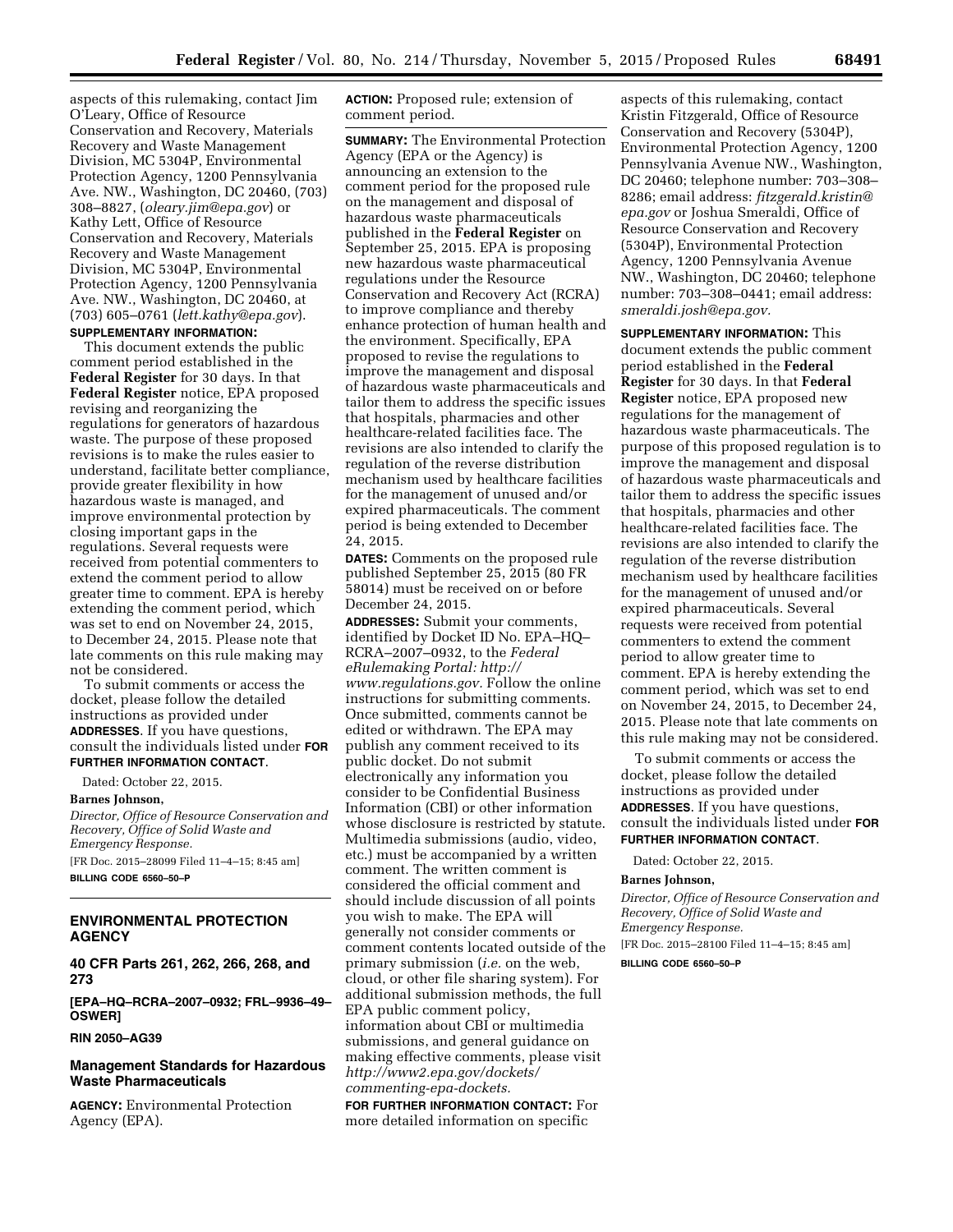aspects of this rulemaking, contact Jim O'Leary, Office of Resource Conservation and Recovery, Materials Recovery and Waste Management Division, MC 5304P, Environmental Protection Agency, 1200 Pennsylvania Ave. NW., Washington, DC 20460, (703) 308–8827, (*oleary.jim@epa.gov*) or Kathy Lett, Office of Resource Conservation and Recovery, Materials Recovery and Waste Management Division, MC 5304P, Environmental Protection Agency, 1200 Pennsylvania Ave. NW., Washington, DC 20460, at (703) 605–0761 (*lett.kathy@epa.gov*).

**SUPPLEMENTARY INFORMATION:**

This document extends the public comment period established in the **Federal Register** for 30 days. In that **Federal Register** notice, EPA proposed revising and reorganizing the regulations for generators of hazardous waste. The purpose of these proposed revisions is to make the rules easier to understand, facilitate better compliance, provide greater flexibility in how hazardous waste is managed, and improve environmental protection by closing important gaps in the regulations. Several requests were received from potential commenters to extend the comment period to allow greater time to comment. EPA is hereby extending the comment period, which was set to end on November 24, 2015, to December 24, 2015. Please note that late comments on this rule making may not be considered.

To submit comments or access the docket, please follow the detailed instructions as provided under **ADDRESSES**. If you have questions, consult the individuals listed under **FOR FURTHER INFORMATION CONTACT**.

Dated: October 22, 2015.

**Barnes Johnson,**

*Director, Office of Resource Conservation and Recovery, Office of Solid Waste and Emergency Response.*

[FR Doc. 2015–28099 Filed 11–4–15; 8:45 am]

**BILLING CODE 6560–50–P**

---

## ENVIRONMENTAL PROTECTION AGENCY

### 40 CFR Parts 261, 262, 266, 268, and 273

**[EPA–HQ–RCRA–2007–0932; FRL–9936–49–OSWER]**

**RIN 2050–AG39**

### Management Standards for Hazardous Waste Pharmaceuticals

**AGENCY:** Environmental Protection Agency (EPA).

**ACTION:** Proposed rule; extension of comment period.

**SUMMARY:** The Environmental Protection Agency (EPA or the Agency) is announcing an extension to the comment period for the proposed rule on the management and disposal of hazardous waste pharmaceuticals published in the **Federal Register** on September 25, 2015. EPA is proposing new hazardous waste pharmaceutical regulations under the Resource Conservation and Recovery Act (RCRA) to improve compliance and thereby enhance protection of human health and the environment. Specifically, EPA proposed to revise the regulations to improve the management and disposal of hazardous waste pharmaceuticals and tailor them to address the specific issues that hospitals, pharmacies and other healthcare-related facilities face. The revisions are also intended to clarify the regulation of the reverse distribution mechanism used by healthcare facilities for the management of unused and/or expired pharmaceuticals. The comment period is being extended to December 24, 2015.

**DATES:** Comments on the proposed rule published September 25, 2015 (80 FR 58014) must be received on or before December 24, 2015.

**ADDRESSES:** Submit your comments, identified by Docket ID No. EPA–HQ–RCRA–2007–0932, to the *Federal eRulemaking Portal: http://www.regulations.gov.* Follow the online instructions for submitting comments. Once submitted, comments cannot be edited or withdrawn. The EPA may publish any comment received to its public docket. Do not submit electronically any information you consider to be Confidential Business Information (CBI) or other information whose disclosure is restricted by statute. Multimedia submissions (audio, video, etc.) must be accompanied by a written comment. The written comment is considered the official comment and should include discussion of all points you wish to make. The EPA will generally not consider comments or comment contents located outside of the primary submission (*i.e.* on the web, cloud, or other file sharing system). For additional submission methods, the full EPA public comment policy, information about CBI or multimedia submissions, and general guidance on making effective comments, please visit *http://www2.epa.gov/dockets/commenting-epa-dockets.*

**FOR FURTHER INFORMATION CONTACT:** For more detailed information on specific aspects of this rulemaking, contact Kristin Fitzgerald, Office of Resource Conservation and Recovery (5304P), Environmental Protection Agency, 1200 Pennsylvania Avenue NW., Washington, DC 20460; telephone number: 703–308–8286; email address: *fitzgerald.kristin@epa.gov* or Joshua Smeraldi, Office of Resource Conservation and Recovery (5304P), Environmental Protection Agency, 1200 Pennsylvania Avenue NW., Washington, DC 20460; telephone number: 703–308–0441; email address: *smeraldi.josh@epa.gov.*

**SUPPLEMENTARY INFORMATION:** This document extends the public comment period established in the **Federal Register** for 30 days. In that **Federal Register** notice, EPA proposed new regulations for the management of hazardous waste pharmaceuticals. The purpose of this proposed regulation is to improve the management and disposal of hazardous waste pharmaceuticals and tailor them to address the specific issues that hospitals, pharmacies and other healthcare-related facilities face. The revisions are also intended to clarify the regulation of the reverse distribution mechanism used by healthcare facilities for the management of unused and/or expired pharmaceuticals. Several requests were received from potential commenters to extend the comment period to allow greater time to comment. EPA is hereby extending the comment period, which was set to end on November 24, 2015, to December 24, 2015. Please note that late comments on this rule making may not be considered.

To submit comments or access the docket, please follow the detailed instructions as provided under **ADDRESSES**. If you have questions, consult the individuals listed under **FOR FURTHER INFORMATION CONTACT**.

Dated: October 22, 2015.

**Barnes Johnson,**

*Director, Office of Resource Conservation and Recovery, Office of Solid Waste and Emergency Response.*

[FR Doc. 2015–28100 Filed 11–4–15; 8:45 am]

**BILLING CODE 6560–50–P**